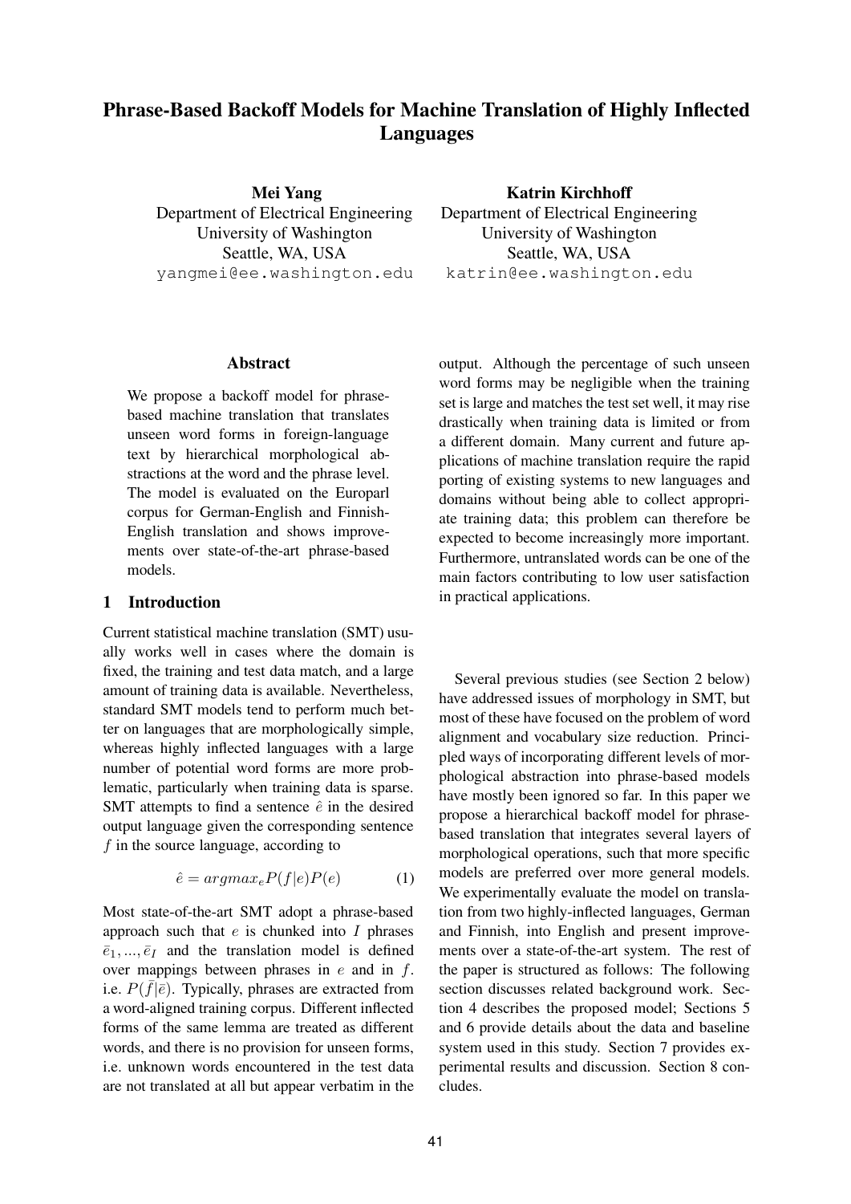# Phrase-Based Backoff Models for Machine Translation of Highly Inflected Languages

**Mei Yang**
Department of Electrical Engineering
University of Washington
Seattle, WA, USA
yangmei@ee.washington.edu

**Katrin Kirchhoff**
Department of Electrical Engineering
University of Washington
Seattle, WA, USA
katrin@ee.washington.edu

## Abstract

We propose a backoff model for phrase-based machine translation that translates unseen word forms in foreign-language text by hierarchical morphological abstractions at the word and the phrase level. The model is evaluated on the Europarl corpus for German-English and Finnish-English translation and shows improvements over state-of-the-art phrase-based models.

## 1 Introduction

Current statistical machine translation (SMT) usually works well in cases where the domain is fixed, the training and test data match, and a large amount of training data is available. Nevertheless, standard SMT models tend to perform much better on languages that are morphologically simple, whereas highly inflected languages with a large number of potential word forms are more problematic, particularly when training data is sparse. SMT attempts to find a sentence $\hat{e}$ in the desired output language given the corresponding sentence $f$ in the source language, according to

$$\hat{e} = argmax_e P(f|e)P(e) \quad (1)$$

Most state-of-the-art SMT adopt a phrase-based approach such that $e$ is chunked into $I$ phrases $\bar{e}_1, ..., \bar{e}_I$ and the translation model is defined over mappings between phrases in $e$ and in $f$. i.e. $P(\bar{f}|\bar{e})$. Typically, phrases are extracted from a word-aligned training corpus. Different inflected forms of the same lemma are treated as different words, and there is no provision for unseen forms, i.e. unknown words encountered in the test data are not translated at all but appear verbatim in the output. Although the percentage of such unseen word forms may be negligible when the training set is large and matches the test set well, it may rise drastically when training data is limited or from a different domain. Many current and future applications of machine translation require the rapid porting of existing systems to new languages and domains without being able to collect appropriate training data; this problem can therefore be expected to become increasingly more important. Furthermore, untranslated words can be one of the main factors contributing to low user satisfaction in practical applications.

Several previous studies (see Section 2 below) have addressed issues of morphology in SMT, but most of these have focused on the problem of word alignment and vocabulary size reduction. Principled ways of incorporating different levels of morphological abstraction into phrase-based models have mostly been ignored so far. In this paper we propose a hierarchical backoff model for phrase-based translation that integrates several layers of morphological operations, such that more specific models are preferred over more general models. We experimentally evaluate the model on translation from two highly-inflected languages, German and Finnish, into English and present improvements over a state-of-the-art system. The rest of the paper is structured as follows: The following section discusses related background work. Section 4 describes the proposed model; Sections 5 and 6 provide details about the data and baseline system used in this study. Section 7 provides experimental results and discussion. Section 8 concludes.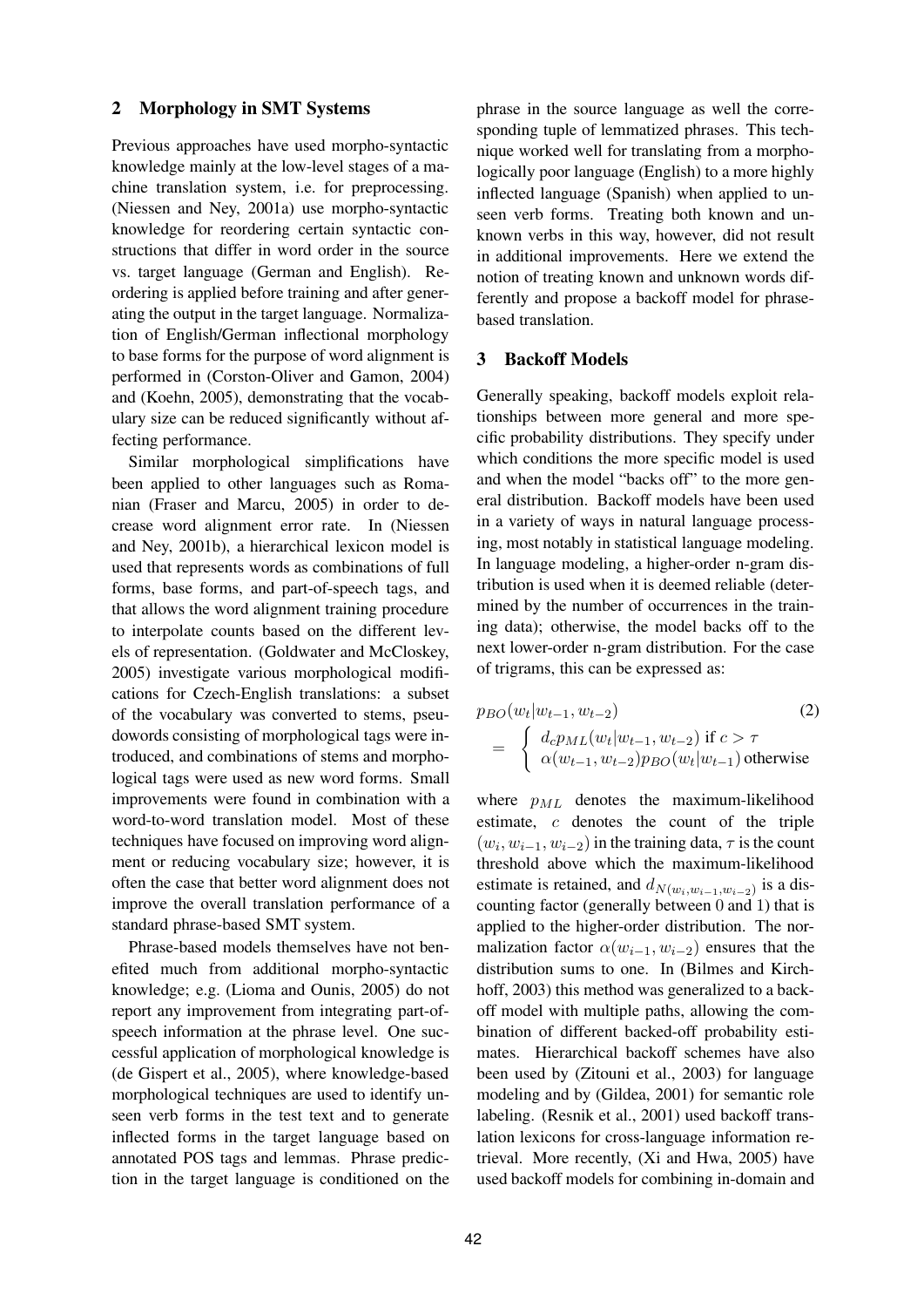## 2 Morphology in SMT Systems

Previous approaches have used morpho-syntactic knowledge mainly at the low-level stages of a machine translation system, i.e. for preprocessing. (Niessen and Ney, 2001a) use morpho-syntactic knowledge for reordering certain syntactic constructions that differ in word order in the source vs. target language (German and English). Reordering is applied before training and after generating the output in the target language. Normalization of English/German inflectional morphology to base forms for the purpose of word alignment is performed in (Corston-Oliver and Gamon, 2004) and (Koehn, 2005), demonstrating that the vocabulary size can be reduced significantly without affecting performance.

Similar morphological simplifications have been applied to other languages such as Romanian (Fraser and Marcu, 2005) in order to decrease word alignment error rate. In (Niessen and Ney, 2001b), a hierarchical lexicon model is used that represents words as combinations of full forms, base forms, and part-of-speech tags, and that allows the word alignment training procedure to interpolate counts based on the different levels of representation. (Goldwater and McCloskey, 2005) investigate various morphological modifications for Czech-English translations: a subset of the vocabulary was converted to stems, pseudowords consisting of morphological tags were introduced, and combinations of stems and morphological tags were used as new word forms. Small improvements were found in combination with a word-to-word translation model. Most of these techniques have focused on improving word alignment or reducing vocabulary size; however, it is often the case that better word alignment does not improve the overall translation performance of a standard phrase-based SMT system.

Phrase-based models themselves have not benefited much from additional morpho-syntactic knowledge; e.g. (Lioma and Ounis, 2005) do not report any improvement from integrating part-of-speech information at the phrase level. One successful application of morphological knowledge is (de Gispert et al., 2005), where knowledge-based morphological techniques are used to identify unseen verb forms in the test text and to generate inflected forms in the target language based on annotated POS tags and lemmas. Phrase prediction in the target language is conditioned on the phrase in the source language as well the corresponding tuple of lemmatized phrases. This technique worked well for translating from a morphologically poor language (English) to a more highly inflected language (Spanish) when applied to unseen verb forms. Treating both known and unknown verbs in this way, however, did not result in additional improvements. Here we extend the notion of treating known and unknown words differently and propose a backoff model for phrase-based translation.

## 3 Backoff Models

Generally speaking, backoff models exploit relationships between more general and more specific probability distributions. They specify under which conditions the more specific model is used and when the model "backs off" to the more general distribution. Backoff models have been used in a variety of ways in natural language processing, most notably in statistical language modeling. In language modeling, a higher-order n-gram distribution is used when it is deemed reliable (determined by the number of occurrences in the training data); otherwise, the model backs off to the next lower-order n-gram distribution. For the case of trigrams, this can be expressed as:

$$p_{BO}(w_t|w_{t-1}, w_{t-2}) \tag{2}$$
$$= \begin{cases} d_c p_{ML}(w_t|w_{t-1}, w_{t-2}) \text{ if } c > \tau \\ \alpha(w_{t-1}, w_{t-2}) p_{BO}(w_t|w_{t-1}) \text{ otherwise} \end{cases}$$

where $p_{ML}$ denotes the maximum-likelihood estimate, $c$ denotes the count of the triple $(w_i, w_{i-1}, w_{i-2})$ in the training data, $\tau$ is the count threshold above which the maximum-likelihood estimate is retained, and $d_{N(w_i,w_{i-1},w_{i-2})}$ is a discounting factor (generally between 0 and 1) that is applied to the higher-order distribution. The normalization factor $\alpha(w_{i-1}, w_{i-2})$ ensures that the distribution sums to one. In (Bilmes and Kirchhoff, 2003) this method was generalized to a backoff model with multiple paths, allowing the combination of different backed-off probability estimates. Hierarchical backoff schemes have also been used by (Zitouni et al., 2003) for language modeling and by (Gildea, 2001) for semantic role labeling. (Resnik et al., 2001) used backoff translation lexicons for cross-language information retrieval. More recently, (Xi and Hwa, 2005) have used backoff models for combining in-domain and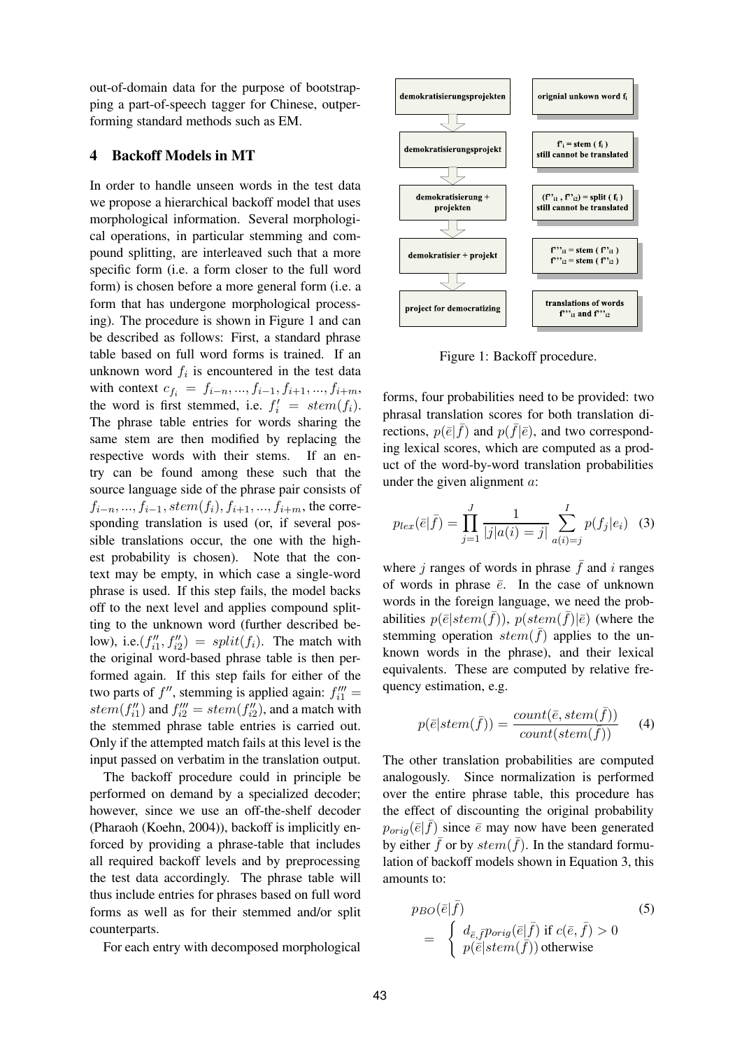out-of-domain data for the purpose of bootstrapping a part-of-speech tagger for Chinese, outperforming standard methods such as EM.

## 4 Backoff Models in MT

In order to handle unseen words in the test data we propose a hierarchical backoff model that uses morphological information. Several morphological operations, in particular stemming and compound splitting, are interleaved such that a more specific form (i.e. a form closer to the full word form) is chosen before a more general form (i.e. a form that has undergone morphological processing). The procedure is shown in Figure 1 and can be described as follows: First, a standard phrase table based on full word forms is trained. If an unknown word $f_i$ is encountered in the test data with context $c_{f_i} = f_{i-n}, ..., f_{i-1}, f_{i+1}, ..., f_{i+m}$, the word is first stemmed, i.e. $f'_i = stem(f_i)$. The phrase table entries for words sharing the same stem are then modified by replacing the respective words with their stems. If an entry can be found among these such that the source language side of the phrase pair consists of $f_{i-n}, ..., f_{i-1}, stem(f_i), f_{i+1}, ..., f_{i+m}$, the corresponding translation is used (or, if several possible translations occur, the one with the highest probability is chosen). Note that the context may be empty, in which case a single-word phrase is used. If this step fails, the model backs off to the next level and applies compound splitting to the unknown word (further described below), i.e.$(f''_{i1}, f''_{i2}) = split(f_i)$. The match with the original word-based phrase table is then performed again. If this step fails for either of the two parts of $f''$, stemming is applied again: $f'''_{i1} = stem(f''_{i1})$ and $f'''_{i2} = stem(f''_{i2})$, and a match with the stemmed phrase table entries is carried out. Only if the attempted match fails at this level is the input passed on verbatim in the translation output.

The backoff procedure could in principle be performed on demand by a specialized decoder; however, since we use an off-the-shelf decoder (Pharaoh (Koehn, 2004)), backoff is implicitly enforced by providing a phrase-table that includes all required backoff levels and by preprocessing the test data accordingly. The phrase table will thus include entries for phrases based on full word forms as well as for their stemmed and/or split counterparts.

For each entry with decomposed morphological forms, four probabilities need to be provided: two phrasal translation scores for both translation directions, $p(\bar{e}|\bar{f})$ and $p(\bar{f}|\bar{e})$, and two corresponding lexical scores, which are computed as a product of the word-by-word translation probabilities under the given alignment $a$:

| | |
|---|---|
| demokratisierungsprojekten | orignial unkown word $f_i$ |
| demokratisierungsprojekt | $f'_i$ = stem ( $f_i$ ) still cannot be translated |
| demokratisierung + projekten | ($f''_{i1}$ , $f''_{i2}$) = split ( $f_i$ ) still cannot be translated |
| demokratisier + projekt | $f'''_{i1}$ = stem ( $f''_{i1}$ ) $f'''_{i2}$ = stem ( $f''_{i2}$ ) |
| project for democratizing | translations of words $f'''_{i1}$ and $f'''_{i2}$ |

Figure 1: Backoff procedure.

$$p_{lex}(\bar{e}|\bar{f}) = \prod_{j=1}^{J} \frac{1}{|j|a(i) = j|} \sum_{a(i)=j}^{I} p(f_j|e_i) \quad (3)$$

where $j$ ranges of words in phrase $\bar{f}$ and $i$ ranges of words in phrase $\bar{e}$. In the case of unknown words in the foreign language, we need the probabilities $p(\bar{e}|stem(\bar{f}))$, $p(stem(\bar{f})|\bar{e})$ (where the stemming operation $stem(\bar{f})$ applies to the unknown words in the phrase), and their lexical equivalents. These are computed by relative frequency estimation, e.g.

$$p(\bar{e}|stem(\bar{f})) = \frac{count(\bar{e}, stem(\bar{f}))}{count(stem(\bar{f}))} \quad (4)$$

The other translation probabilities are computed analogously. Since normalization is performed over the entire phrase table, this procedure has the effect of discounting the original probability $p_{orig}(\bar{e}|\bar{f})$ since $\bar{e}$ may now have been generated by either $\bar{f}$ or by $stem(\bar{f})$. In the standard formulation of backoff models shown in Equation 3, this amounts to:

$$p_{BO}(\bar{e}|\bar{f}) \quad (5)$$
$$= \begin{cases} d_{\bar{e},\bar{f}} p_{orig}(\bar{e}|\bar{f}) \text{ if } c(\bar{e}, \bar{f}) > 0 \\ p(\bar{e}|stem(\bar{f})) \text{ otherwise} \end{cases}$$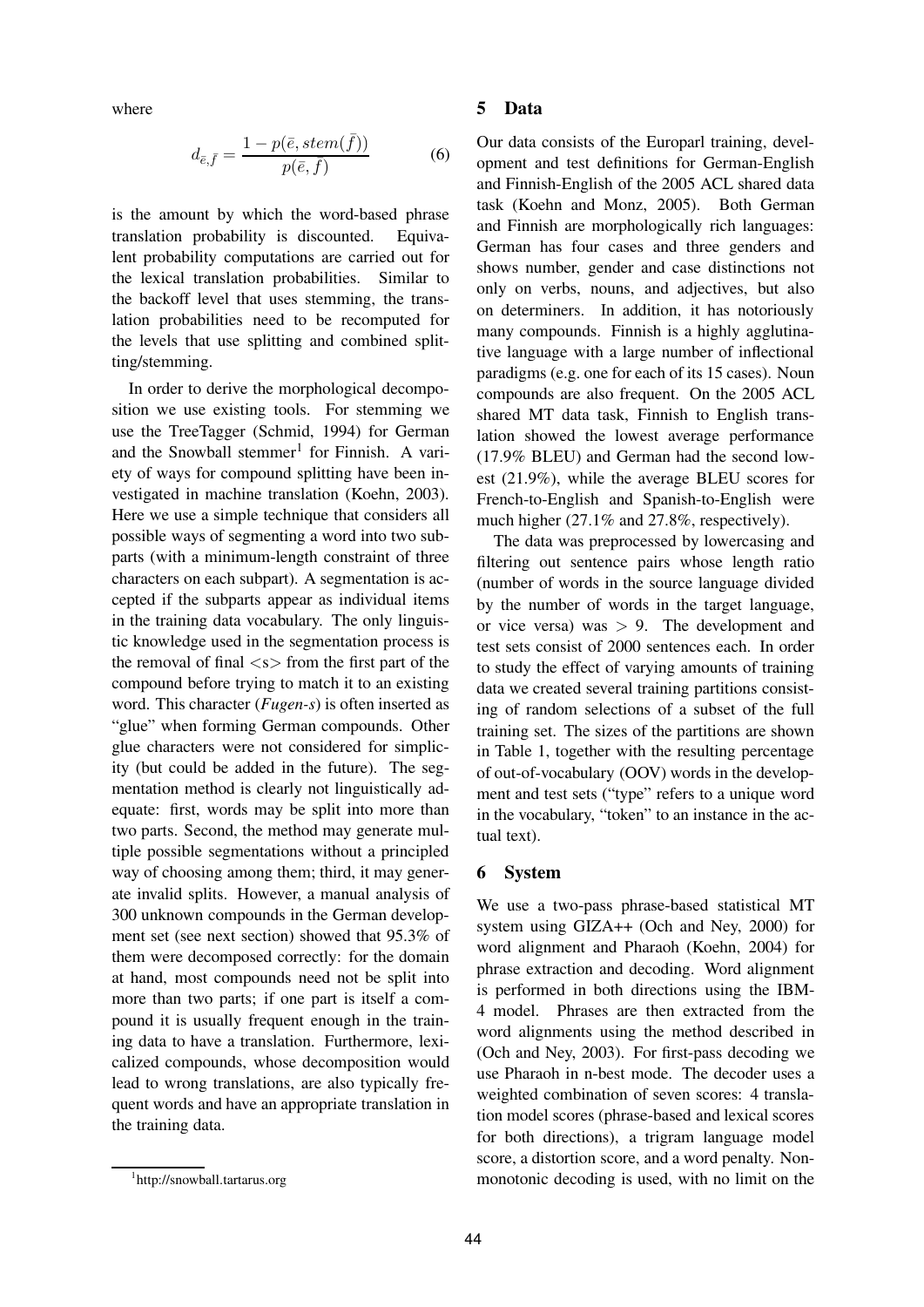where

$$d_{\bar{e},\bar{f}} = \frac{1 - p(\bar{e}, stem(\bar{f}))}{p(\bar{e}, \bar{f})} \tag{6}$$

is the amount by which the word-based phrase translation probability is discounted. Equivalent probability computations are carried out for the lexical translation probabilities. Similar to the backoff level that uses stemming, the translation probabilities need to be recomputed for the levels that use splitting and combined splitting/stemming.

In order to derive the morphological decomposition we use existing tools. For stemming we use the TreeTagger (Schmid, 1994) for German and the Snowball stemmer[1] for Finnish. A variety of ways for compound splitting have been investigated in machine translation (Koehn, 2003). Here we use a simple technique that considers all possible ways of segmenting a word into two subparts (with a minimum-length constraint of three characters on each subpart). A segmentation is accepted if the subparts appear as individual items in the training data vocabulary. The only linguistic knowledge used in the segmentation process is the removal of final <s> from the first part of the compound before trying to match it to an existing word. This character (*Fugen-s*) is often inserted as "glue" when forming German compounds. Other glue characters were not considered for simplicity (but could be added in the future). The segmentation method is clearly not linguistically adequate: first, words may be split into more than two parts. Second, the method may generate multiple possible segmentations without a principled way of choosing among them; third, it may generate invalid splits. However, a manual analysis of 300 unknown compounds in the German development set (see next section) showed that 95.3% of them were decomposed correctly: for the domain at hand, most compounds need not be split into more than two parts; if one part is itself a compound it is usually frequent enough in the training data to have a translation. Furthermore, lexicalized compounds, whose decomposition would lead to wrong translations, are also typically frequent words and have an appropriate translation in the training data.

[1] http://snowball.tartarus.org

## 5 Data

Our data consists of the Europarl training, development and test definitions for German-English and Finnish-English of the 2005 ACL shared data task (Koehn and Monz, 2005). Both German and Finnish are morphologically rich languages: German has four cases and three genders and shows number, gender and case distinctions not only on verbs, nouns, and adjectives, but also on determiners. In addition, it has notoriously many compounds. Finnish is a highly agglutinative language with a large number of inflectional paradigms (e.g. one for each of its 15 cases). Noun compounds are also frequent. On the 2005 ACL shared MT data task, Finnish to English translation showed the lowest average performance (17.9% BLEU) and German had the second lowest (21.9%), while the average BLEU scores for French-to-English and Spanish-to-English were much higher (27.1% and 27.8%, respectively).

The data was preprocessed by lowercasing and filtering out sentence pairs whose length ratio (number of words in the source language divided by the number of words in the target language, or vice versa) was $> 9$. The development and test sets consist of 2000 sentences each. In order to study the effect of varying amounts of training data we created several training partitions consisting of random selections of a subset of the full training set. The sizes of the partitions are shown in Table 1, together with the resulting percentage of out-of-vocabulary (OOV) words in the development and test sets ("type" refers to a unique word in the vocabulary, "token" to an instance in the actual text).

## 6 System

We use a two-pass phrase-based statistical MT system using GIZA++ (Och and Ney, 2000) for word alignment and Pharaoh (Koehn, 2004) for phrase extraction and decoding. Word alignment is performed in both directions using the IBM-4 model. Phrases are then extracted from the word alignments using the method described in (Och and Ney, 2003). For first-pass decoding we use Pharaoh in n-best mode. The decoder uses a weighted combination of seven scores: 4 translation model scores (phrase-based and lexical scores for both directions), a trigram language model score, a distortion score, and a word penalty. Non-monotonic decoding is used, with no limit on the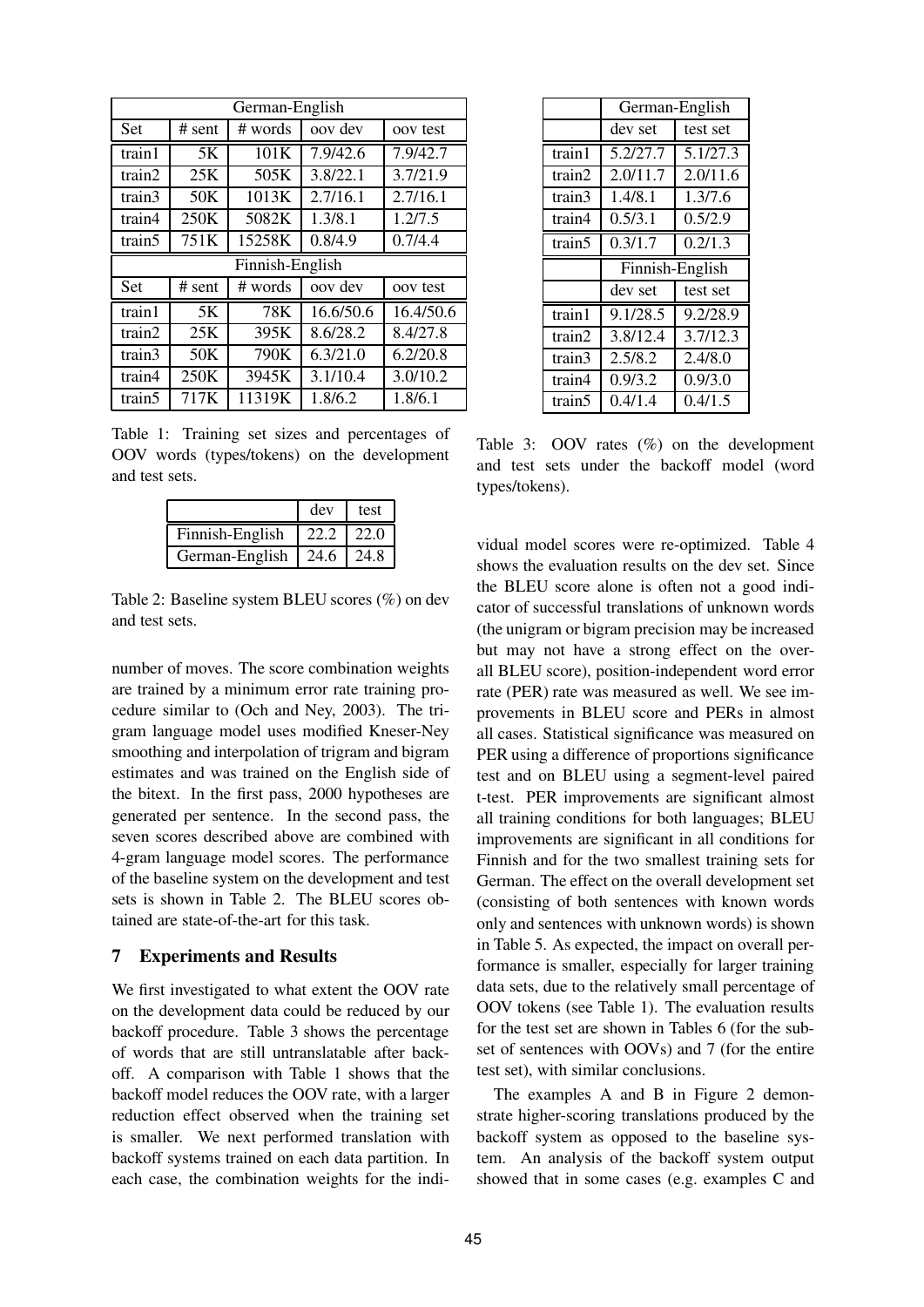| German-English | | | | |
|---|---|---|---|---|
| Set | # sent | # words | oov dev | oov test |
| train1 | 5K | 101K | 7.9/42.6 | 7.9/42.7 |
| train2 | 25K | 505K | 3.8/22.1 | 3.7/21.9 |
| train3 | 50K | 1013K | 2.7/16.1 | 2.7/16.1 |
| train4 | 250K | 5082K | 1.3/8.1 | 1.2/7.5 |
| train5 | 751K | 15258K | 0.8/4.9 | 0.7/4.4 |
| **Finnish-English** | | | | |
| Set | # sent | # words | oov dev | oov test |
| train1 | 5K | 78K | 16.6/50.6 | 16.4/50.6 |
| train2 | 25K | 395K | 8.6/28.2 | 8.4/27.8 |
| train3 | 50K | 790K | 6.3/21.0 | 6.2/20.8 |
| train4 | 250K | 3945K | 3.1/10.4 | 3.0/10.2 |
| train5 | 717K | 11319K | 1.8/6.2 | 1.8/6.1 |

Table 1: Training set sizes and percentages of OOV words (types/tokens) on the development and test sets.

| | dev | test |
|---|---|---|
| Finnish-English | 22.2 | 22.0 |
| German-English | 24.6 | 24.8 |

Table 2: Baseline system BLEU scores (%) on dev and test sets.

number of moves. The score combination weights are trained by a minimum error rate training procedure similar to (Och and Ney, 2003). The trigram language model uses modified Kneser-Ney smoothing and interpolation of trigram and bigram estimates and was trained on the English side of the bitext. In the first pass, 2000 hypotheses are generated per sentence. In the second pass, the seven scores described above are combined with 4-gram language model scores. The performance of the baseline system on the development and test sets is shown in Table 2. The BLEU scores obtained are state-of-the-art for this task.

## 7 Experiments and Results

We first investigated to what extent the OOV rate on the development data could be reduced by our backoff procedure. Table 3 shows the percentage of words that are still untranslatable after backoff. A comparison with Table 1 shows that the backoff model reduces the OOV rate, with a larger reduction effect observed when the training set is smaller. We next performed translation with backoff systems trained on each data partition. In each case, the combination weights for the individual model scores were re-optimized. Table 4 shows the evaluation results on the dev set. Since the BLEU score alone is often not a good indicator of successful translations of unknown words (the unigram or bigram precision may be increased but may not have a strong effect on the overall BLEU score), position-independent word error rate (PER) rate was measured as well. We see improvements in BLEU score and PERs in almost all cases. Statistical significance was measured on PER using a difference of proportions significance test and on BLEU using a segment-level paired t-test. PER improvements are significant almost all training conditions for both languages; BLEU improvements are significant in all conditions for Finnish and for the two smallest training sets for German. The effect on the overall development set (consisting of both sentences with known words only and sentences with unknown words) is shown in Table 5. As expected, the impact on overall performance is smaller, especially for larger training data sets, due to the relatively small percentage of OOV tokens (see Table 1). The evaluation results for the test set are shown in Tables 6 (for the subset of sentences with OOVs) and 7 (for the entire test set), with similar conclusions.

| | German-English | |
|---|---|---|
| | dev set | test set |
| train1 | 5.2/27.7 | 5.1/27.3 |
| train2 | 2.0/11.7 | 2.0/11.6 |
| train3 | 1.4/8.1 | 1.3/7.6 |
| train4 | 0.5/3.1 | 0.5/2.9 |
| train5 | 0.3/1.7 | 0.2/1.3 |
| | **Finnish-English** | |
| | dev set | test set |
| train1 | 9.1/28.5 | 9.2/28.9 |
| train2 | 3.8/12.4 | 3.7/12.3 |
| train3 | 2.5/8.2 | 2.4/8.0 |
| train4 | 0.9/3.2 | 0.9/3.0 |
| train5 | 0.4/1.4 | 0.4/1.5 |

Table 3: OOV rates (%) on the development and test sets under the backoff model (word types/tokens).

The examples A and B in Figure 2 demonstrate higher-scoring translations produced by the backoff system as opposed to the baseline system. An analysis of the backoff system output showed that in some cases (e.g. examples C and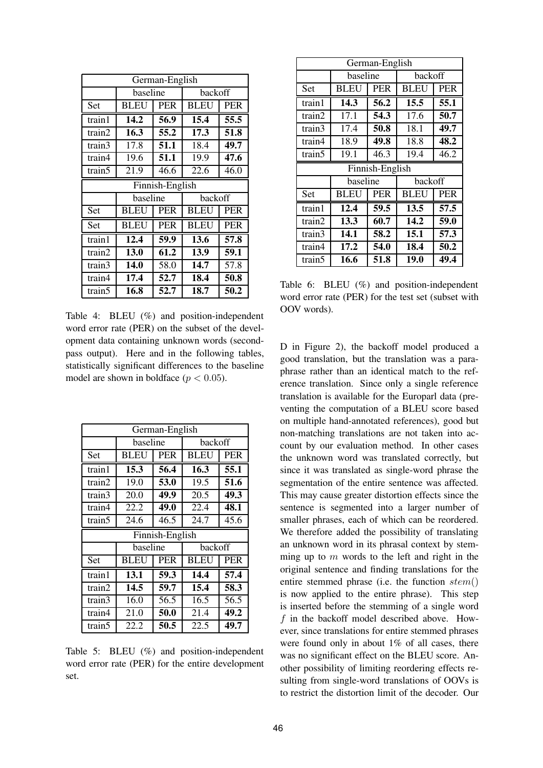| German-English | | | | |
|---|---|---|---|---|
| | baseline | | backoff | |
| Set | BLEU | PER | BLEU | PER |
| train1 | **14.2** | **56.9** | **15.4** | **55.5** |
| train2 | **16.3** | **55.2** | **17.3** | **51.8** |
| train3 | 17.8 | **51.1** | 18.4 | **49.7** |
| train4 | 19.6 | **51.1** | 19.9 | **47.6** |
| train5 | 21.9 | 46.6 | 22.6 | 46.0 |
| Finnish-English | | | | |
| | baseline | | backoff | |
| Set | BLEU | PER | BLEU | PER |
| Set | BLEU | PER | BLEU | PER |
| train1 | **12.4** | **59.9** | **13.6** | **57.8** |
| train2 | **13.0** | **61.2** | **13.9** | **59.1** |
| train3 | **14.0** | 58.0 | **14.7** | 57.8 |
| train4 | **17.4** | **52.7** | **18.4** | **50.8** |
| train5 | **16.8** | **52.7** | **18.7** | **50.2** |

Table 4: BLEU (%) and position-independent word error rate (PER) on the subset of the development data containing unknown words (second-pass output). Here and in the following tables, statistically significant differences to the baseline model are shown in boldface ($p < 0.05$).

| German-English | | | | |
|---|---|---|---|---|
| | baseline | | backoff | |
| Set | BLEU | PER | BLEU | PER |
| train1 | **15.3** | **56.4** | **16.3** | **55.1** |
| train2 | 19.0 | **53.0** | 19.5 | **51.6** |
| train3 | 20.0 | **49.9** | 20.5 | **49.3** |
| train4 | 22.2 | **49.0** | 22.4 | **48.1** |
| train5 | 24.6 | 46.5 | 24.7 | 45.6 |
| Finnish-English | | | | |
| | baseline | | backoff | |
| Set | BLEU | PER | BLEU | PER |
| train1 | **13.1** | **59.3** | **14.4** | **57.4** |
| train2 | **14.5** | **59.7** | **15.4** | **58.3** |
| train3 | 16.0 | 56.5 | 16.5 | 56.5 |
| train4 | 21.0 | **50.0** | 21.4 | **49.2** |
| train5 | 22.2 | **50.5** | 22.5 | **49.7** |

Table 5: BLEU (%) and position-independent word error rate (PER) for the entire development set.

| German-English | | | | |
|---|---|---|---|---|
| | baseline | | backoff | |
| Set | BLEU | PER | BLEU | PER |
| train1 | **14.3** | **56.2** | **15.5** | **55.1** |
| train2 | 17.1 | **54.3** | 17.6 | **50.7** |
| train3 | 17.4 | **50.8** | 18.1 | **49.7** |
| train4 | 18.9 | **49.8** | 18.8 | **48.2** |
| train5 | 19.1 | 46.3 | 19.4 | 46.2 |
| Finnish-English | | | | |
| | baseline | | backoff | |
| Set | BLEU | PER | BLEU | PER |
| train1 | **12.4** | **59.5** | **13.5** | **57.5** |
| train2 | **13.3** | **60.7** | **14.2** | **59.0** |
| train3 | **14.1** | **58.2** | **15.1** | **57.3** |
| train4 | **17.2** | **54.0** | **18.4** | **50.2** |
| train5 | **16.6** | **51.8** | **19.0** | **49.4** |

Table 6: BLEU (%) and position-independent word error rate (PER) for the test set (subset with OOV words).

D in Figure 2), the backoff model produced a good translation, but the translation was a paraphrase rather than an identical match to the reference translation. Since only a single reference translation is available for the Europarl data (preventing the computation of a BLEU score based on multiple hand-annotated references), good but non-matching translations are not taken into account by our evaluation method. In other cases the unknown word was translated correctly, but since it was translated as single-word phrase the segmentation of the entire sentence was affected. This may cause greater distortion effects since the sentence is segmented into a larger number of smaller phrases, each of which can be reordered. We therefore added the possibility of translating an unknown word in its phrasal context by stemming up to $m$ words to the left and right in the original sentence and finding translations for the entire stemmed phrase (i.e. the function $stem()$ is now applied to the entire phrase). This step is inserted before the stemming of a single word $f$ in the backoff model described above. However, since translations for entire stemmed phrases were found only in about 1% of all cases, there was no significant effect on the BLEU score. Another possibility of limiting reordering effects resulting from single-word translations of OOVs is to restrict the distortion limit of the decoder. Our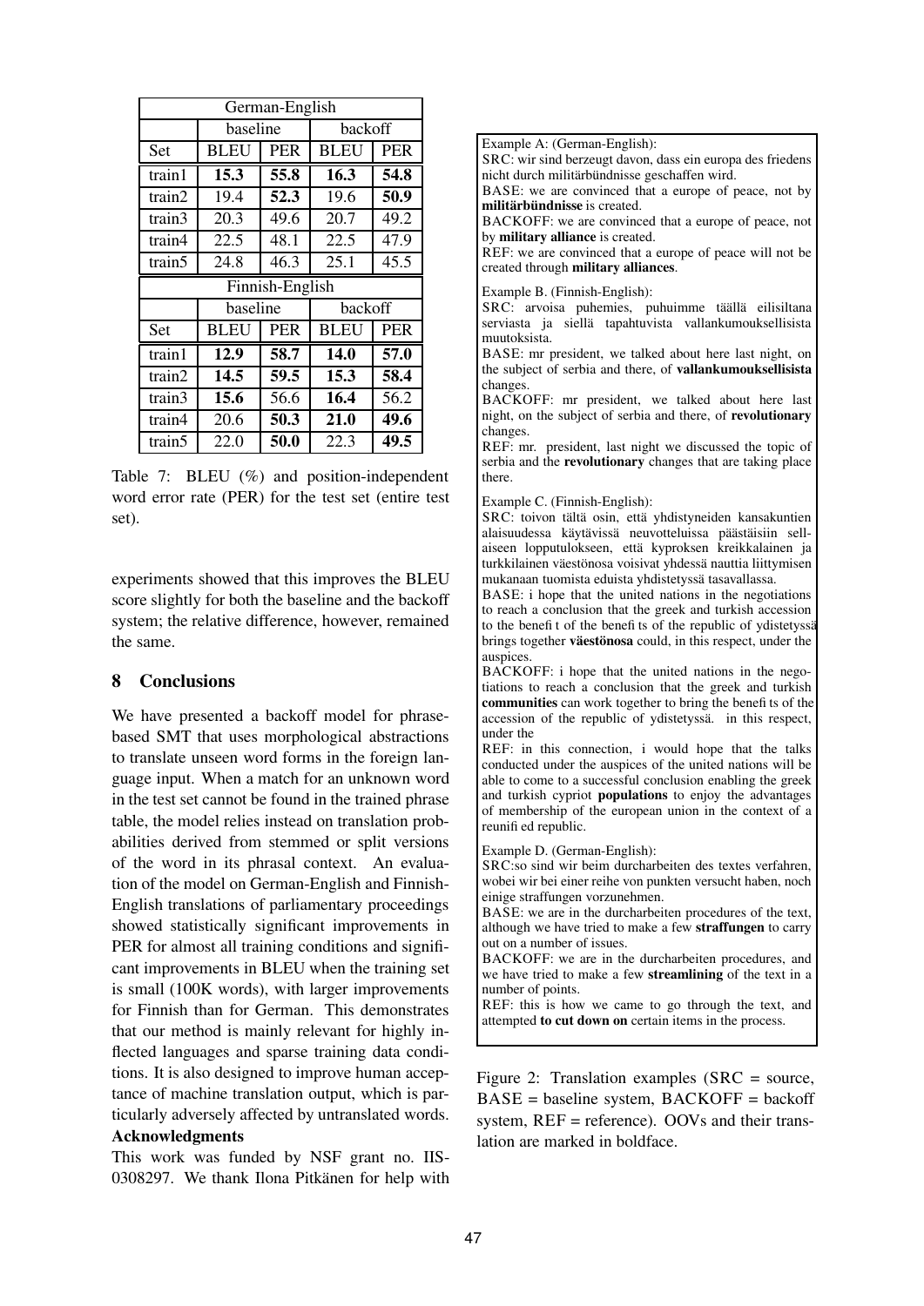| German-English | | | | |
|---|---|---|---|---|
| | baseline | | backoff | |
| Set | BLEU | PER | BLEU | PER |
| train1 | **15.3** | **55.8** | **16.3** | **54.8** |
| train2 | 19.4 | **52.3** | 19.6 | **50.9** |
| train3 | 20.3 | 49.6 | 20.7 | 49.2 |
| train4 | 22.5 | 48.1 | 22.5 | 47.9 |
| train5 | 24.8 | 46.3 | 25.1 | 45.5 |
| **Finnish-English** | | | | |
| | baseline | | backoff | |
| Set | BLEU | PER | BLEU | PER |
| train1 | **12.9** | **58.7** | **14.0** | **57.0** |
| train2 | **14.5** | **59.5** | **15.3** | **58.4** |
| train3 | **15.6** | 56.6 | **16.4** | 56.2 |
| train4 | 20.6 | **50.3** | **21.0** | **49.6** |
| train5 | 22.0 | **50.0** | 22.3 | **49.5** |

Table 7: BLEU (%) and position-independent word error rate (PER) for the test set (entire test set).

experiments showed that this improves the BLEU score slightly for both the baseline and the backoff system; the relative difference, however, remained the same.

## 8 Conclusions

We have presented a backoff model for phrase-based SMT that uses morphological abstractions to translate unseen word forms in the foreign language input. When a match for an unknown word in the test set cannot be found in the trained phrase table, the model relies instead on translation probabilities derived from stemmed or split versions of the word in its phrasal context. An evaluation of the model on German-English and Finnish-English translations of parliamentary proceedings showed statistically significant improvements in PER for almost all training conditions and significant improvements in BLEU when the training set is small (100K words), with larger improvements for Finnish than for German. This demonstrates that our method is mainly relevant for highly inflected languages and sparse training data conditions. It is also designed to improve human acceptance of machine translation output, which is particularly adversely affected by untranslated words.

**Acknowledgments**

This work was funded by NSF grant no. IIS-0308297. We thank Ilona Pitkänen for help with

Example A: (German-English):
SRC: wir sind berzeugt davon, dass ein europa des friedens nicht durch **militärbündnisse** geschaffen wird.
BASE: we are convinced that a europe of peace, not by **militärbündnisse** is created.
BACKOFF: we are convinced that a europe of peace, not by **military alliance** is created.
REF: we are convinced that a europe of peace will not be created through **military alliances**.

Example B. (Finnish-English):
SRC: arvoisa puhemies, puhuimme täällä eilisiltana serviasta ja siellä tapahtuvista vallankumouksellisista muutoksista.
BASE: mr president, we talked about here last night, on the subject of serbia and there, of **vallankumouksellisista** changes.
BACKOFF: mr president, we talked about here last night, on the subject of serbia and there, of **revolutionary** changes.
REF: mr. president, last night we discussed the topic of serbia and the **revolutionary** changes that are taking place there.

Example C. (Finnish-English):
SRC: toivon tältä osin, että yhdistyneiden kansakuntien alaisuudessa käytävissä neuvotteluissa päästäisiin sellaiseen lopputulokseen, että kyproksen kreikkalainen ja turkkilainen väestönosa voisivat yhdessä nauttia liittymisen mukanaan tuomista eduista yhdistetyssä tasavallassa.
BASE: i hope that the united nations in the negotiations to reach a conclusion that the greek and turkish accession to the benefit of the benefits of the republic of ydistetyssä brings together **väestönosa** could, in this respect, under the auspices.
BACKOFF: i hope that the united nations in the negotiations to reach a conclusion that the greek and turkish **communities** can work together to bring the benefits of the accession of the republic of ydistetyssä. in this respect, under the
REF: in this connection, i would hope that the talks conducted under the auspices of the united nations will be able to come to a successful conclusion enabling the greek and turkish cypriot **populations** to enjoy the advantages of membership of the european union in the context of a reunified republic.

Example D. (German-English):
SRC:so sind wir beim durcharbeiten des textes verfahren, wobei wir bei einer reihe von punkten versucht haben, noch einige straffungen vorzunehmen.
BASE: we are in the durcharbeiten procedures of the text, although we have tried to make a few **straffungen** to carry out on a number of issues.
BACKOFF: we are in the durcharbeiten procedures, and we have tried to make a few **streamlining** of the text in a number of points.
REF: this is how we came to go through the text, and attempted **to cut down on** certain items in the process.

Figure 2: Translation examples (SRC = source, BASE = baseline system, BACKOFF = backoff system, REF = reference). OOVs and their translation are marked in boldface.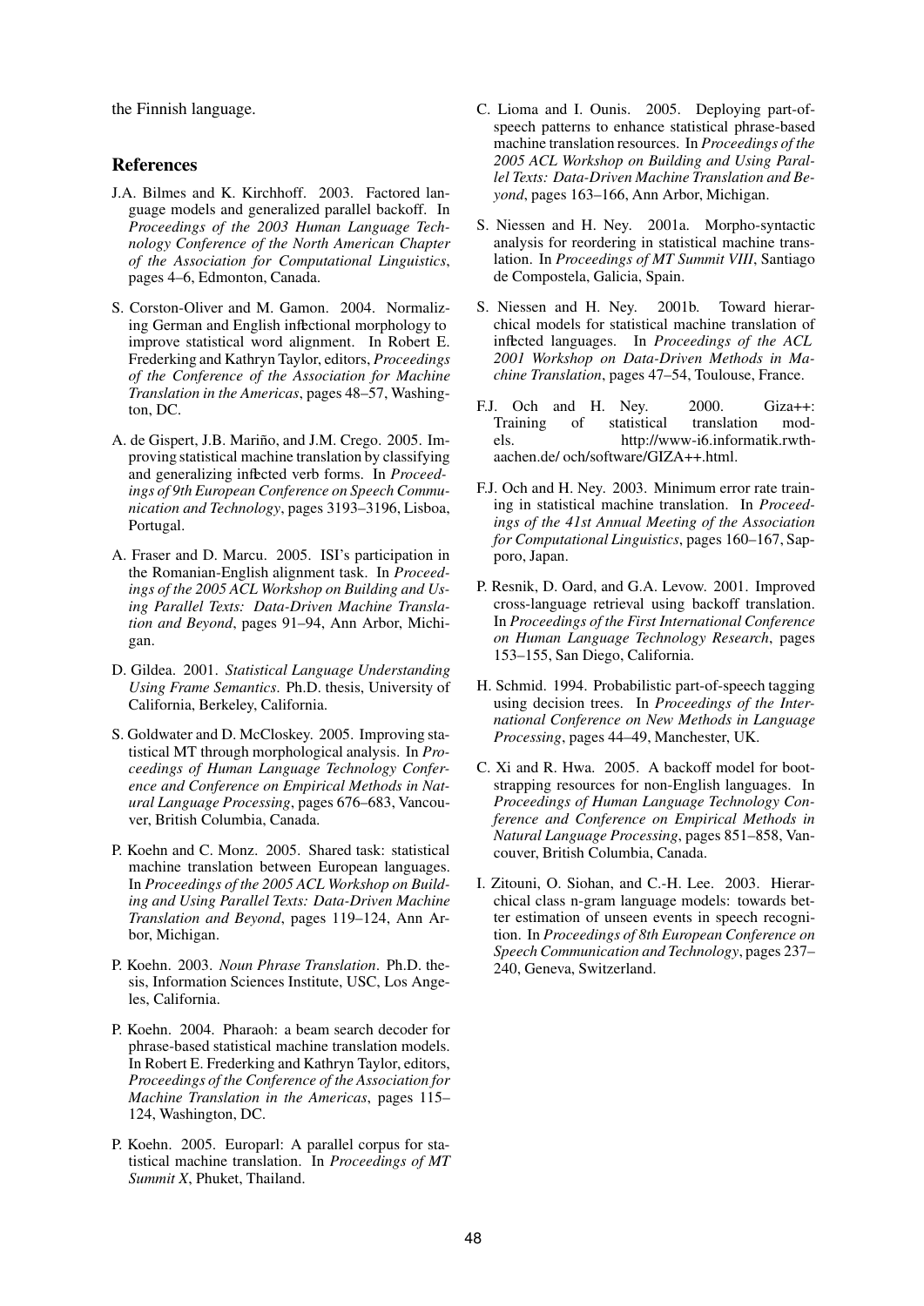the Finnish language.

## References

J.A. Bilmes and K. Kirchhoff. 2003. Factored language models and generalized parallel backoff. In *Proceedings of the 2003 Human Language Technology Conference of the North American Chapter of the Association for Computational Linguistics*, pages 4–6, Edmonton, Canada.

S. Corston-Oliver and M. Gamon. 2004. Normalizing German and English inflectional morphology to improve statistical word alignment. In Robert E. Frederking and Kathryn Taylor, editors, *Proceedings of the Conference of the Association for Machine Translation in the Americas*, pages 48–57, Washington, DC.

A. de Gispert, J.B. Mariño, and J.M. Crego. 2005. Improving statistical machine translation by classifying and generalizing inflected verb forms. In *Proceedings of 9th European Conference on Speech Communication and Technology*, pages 3193–3196, Lisboa, Portugal.

A. Fraser and D. Marcu. 2005. ISI's participation in the Romanian-English alignment task. In *Proceedings of the 2005 ACL Workshop on Building and Using Parallel Texts: Data-Driven Machine Translation and Beyond*, pages 91–94, Ann Arbor, Michigan.

D. Gildea. 2001. *Statistical Language Understanding Using Frame Semantics*. Ph.D. thesis, University of California, Berkeley, California.

S. Goldwater and D. McCloskey. 2005. Improving statistical MT through morphological analysis. In *Proceedings of Human Language Technology Conference and Conference on Empirical Methods in Natural Language Processing*, pages 676–683, Vancouver, British Columbia, Canada.

P. Koehn and C. Monz. 2005. Shared task: statistical machine translation between European languages. In *Proceedings of the 2005 ACL Workshop on Building and Using Parallel Texts: Data-Driven Machine Translation and Beyond*, pages 119–124, Ann Arbor, Michigan.

P. Koehn. 2003. *Noun Phrase Translation*. Ph.D. thesis, Information Sciences Institute, USC, Los Angeles, California.

P. Koehn. 2004. Pharaoh: a beam search decoder for phrase-based statistical machine translation models. In Robert E. Frederking and Kathryn Taylor, editors, *Proceedings of the Conference of the Association for Machine Translation in the Americas*, pages 115–124, Washington, DC.

P. Koehn. 2005. Europarl: A parallel corpus for statistical machine translation. In *Proceedings of MT Summit X*, Phuket, Thailand.

C. Lioma and I. Ounis. 2005. Deploying part-of-speech patterns to enhance statistical phrase-based machine translation resources. In *Proceedings of the 2005 ACL Workshop on Building and Using Parallel Texts: Data-Driven Machine Translation and Beyond*, pages 163–166, Ann Arbor, Michigan.

S. Niessen and H. Ney. 2001a. Morpho-syntactic analysis for reordering in statistical machine translation. In *Proceedings of MT Summit VIII*, Santiago de Compostela, Galicia, Spain.

S. Niessen and H. Ney. 2001b. Toward hierarchical models for statistical machine translation of inflected languages. In *Proceedings of the ACL 2001 Workshop on Data-Driven Methods in Machine Translation*, pages 47–54, Toulouse, France.

F.J. Och and H. Ney. 2000. Giza++: Training of statistical translation models. http://www-i6.informatik.rwth-aachen.de/ och/software/GIZA++.html.

F.J. Och and H. Ney. 2003. Minimum error rate training in statistical machine translation. In *Proceedings of the 41st Annual Meeting of the Association for Computational Linguistics*, pages 160–167, Sapporo, Japan.

P. Resnik, D. Oard, and G.A. Levow. 2001. Improved cross-language retrieval using backoff translation. In *Proceedings of the First International Conference on Human Language Technology Research*, pages 153–155, San Diego, California.

H. Schmid. 1994. Probabilistic part-of-speech tagging using decision trees. In *Proceedings of the International Conference on New Methods in Language Processing*, pages 44–49, Manchester, UK.

C. Xi and R. Hwa. 2005. A backoff model for bootstrapping resources for non-English languages. In *Proceedings of Human Language Technology Conference and Conference on Empirical Methods in Natural Language Processing*, pages 851–858, Vancouver, British Columbia, Canada.

I. Zitouni, O. Siohan, and C.-H. Lee. 2003. Hierarchical class n-gram language models: towards better estimation of unseen events in speech recognition. In *Proceedings of 8th European Conference on Speech Communication and Technology*, pages 237–240, Geneva, Switzerland.